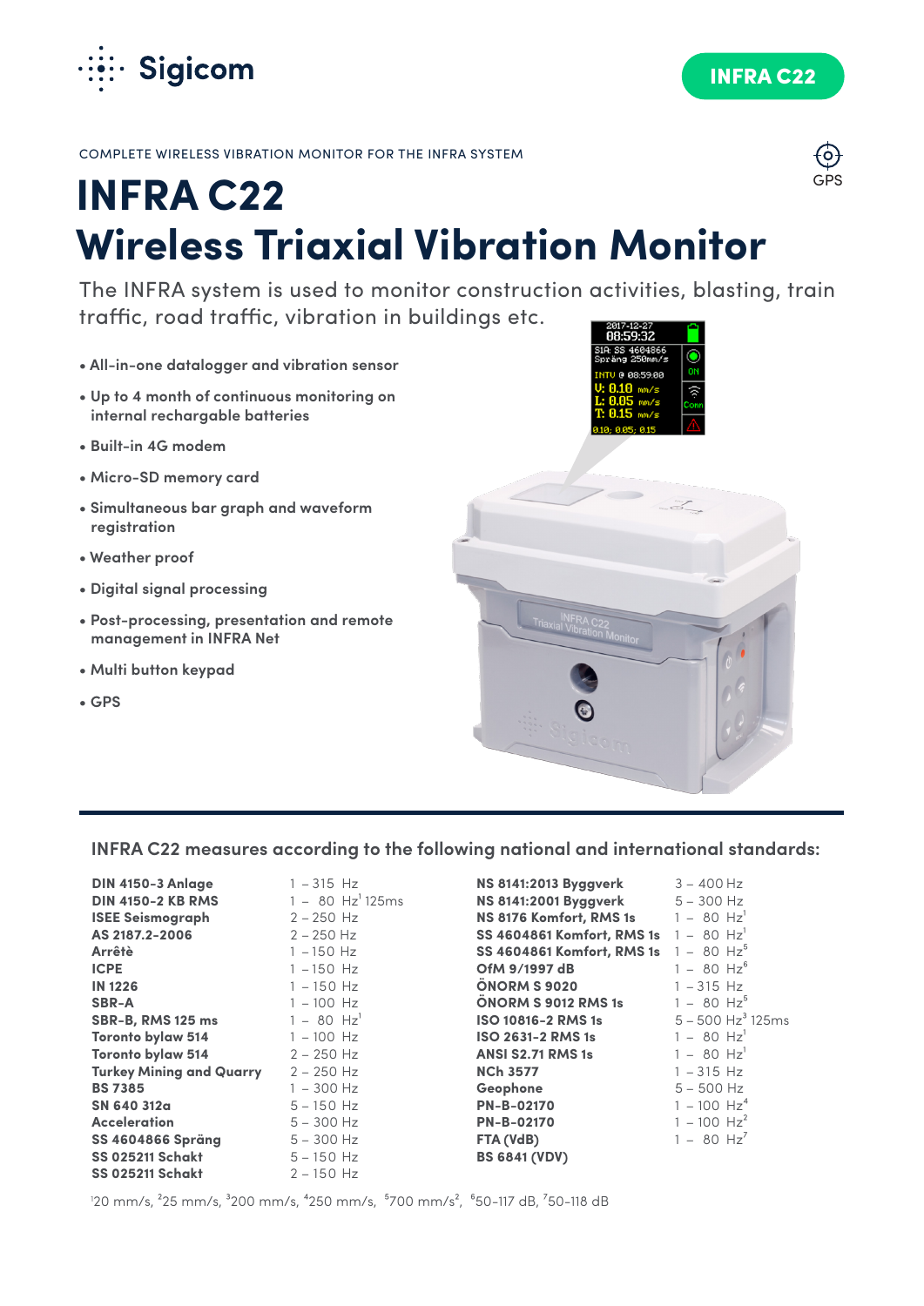Sigicom

INFRA C22

COMPLETE WIRELESS VIBRATION MONITOR FOR THE INFRA SYSTEM

GPS

# INFRA C22
# Wireless Triaxial Vibration Monitor

The INFRA system is used to monitor construction activities, blasting, train traffic, road traffic, vibration in buildings etc.

- All-in-one datalogger and vibration sensor
- Up to 4 month of continuous monitoring on internal rechargable batteries
- Built-in 4G modem
- Micro-SD memory card
- Simultaneous bar graph and waveform registration
- Weather proof
- Digital signal processing
- Post-processing, presentation and remote management in INFRA Net
- Multi button keypad
- GPS

## INFRA C22 measures according to the following national and international standards:

| Standard | Frequency range | Standard | Frequency range |
|---|---|---|---|
| **DIN 4150-3 Anlage** | 1 – 315 Hz | **NS 8141:2013 Byggverk** | 3 – 400 Hz |
| **DIN 4150-2 KB RMS** | 1 – 80 Hz[1] 125ms | **NS 8141:2001 Byggverk** | 5 – 300 Hz |
| **ISEE Seismograph** | 2 – 250 Hz | **NS 8176 Komfort, RMS 1s** | 1 – 80 Hz[1] |
| **AS 2187.2-2006** | 2 – 250 Hz | **SS 4604861 Komfort, RMS 1s** | 1 – 80 Hz[1] |
| **Arrêtè** | 1 – 150 Hz | **SS 4604861 Komfort, RMS 1s** | 1 – 80 Hz[5] |
| **ICPE** | 1 – 150 Hz | **OfM 9/1997 dB** | 1 – 80 Hz[6] |
| **IN 1226** | 1 – 150 Hz | **ÖNORM S 9020** | 1 – 315 Hz |
| **SBR-A** | 1 – 100 Hz | **ÖNORM S 9012 RMS 1s** | 1 – 80 Hz[5] |
| **SBR-B, RMS 125 ms** | 1 – 80 Hz[1] | **ISO 10816-2 RMS 1s** | 5 – 500 Hz[3] 125ms |
| **Toronto bylaw 514** | 1 – 100 Hz | **ISO 2631-2 RMS 1s** | 1 – 80 Hz[1] |
| **Toronto bylaw 514** | 2 – 250 Hz | **ANSI S2.71 RMS 1s** | 1 – 80 Hz[1] |
| **Turkey Mining and Quarry** | 2 – 250 Hz | **NCh 3577** | 1 – 315 Hz |
| **BS 7385** | 1 – 300 Hz | **Geophone** | 5 – 500 Hz |
| **SN 640 312a** | 5 – 150 Hz | **PN-B-02170** | 1 – 100 Hz[4] |
| **Acceleration** | 5 – 300 Hz | **PN-B-02170** | 1 – 100 Hz[2] |
| **SS 4604866 Spräng** | 5 – 300 Hz | **FTA (VdB)** | 1 – 80 Hz[7] |
| **SS 025211 Schakt** | 5 – 150 Hz | **BS 6841 (VDV)** | |
| **SS 025211 Schakt** | 2 – 150 Hz | | |

[1]20 mm/s, [2]25 mm/s, [3]200 mm/s, [4]250 mm/s, [5]700 mm/s$^2$, [6]50-117 dB, [7]50-118 dB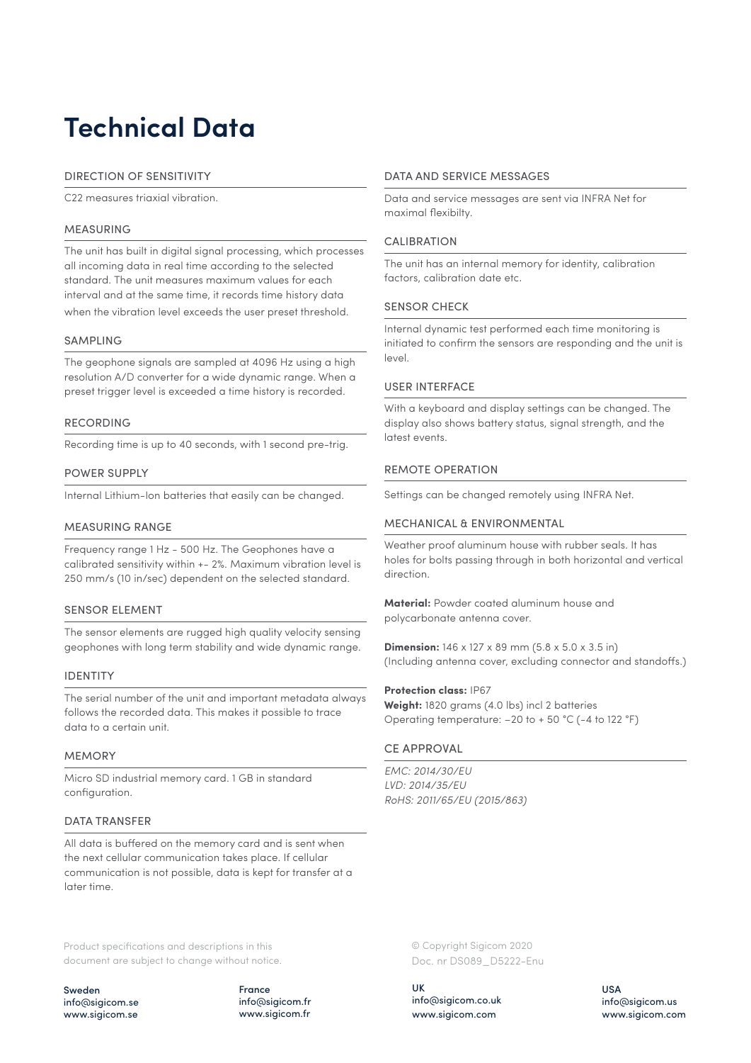# Technical Data

### DIRECTION OF SENSITIVITY

C22 measures triaxial vibration.

### MEASURING

The unit has built in digital signal processing, which processes all incoming data in real time according to the selected standard. The unit measures maximum values for each interval and at the same time, it records time history data when the vibration level exceeds the user preset threshold.

### SAMPLING

The geophone signals are sampled at 4096 Hz using a high resolution A/D converter for a wide dynamic range. When a preset trigger level is exceeded a time history is recorded.

### RECORDING

Recording time is up to 40 seconds, with 1 second pre-trig.

### POWER SUPPLY

Internal Lithium-Ion batteries that easily can be changed.

### MEASURING RANGE

Frequency range 1 Hz - 500 Hz. The Geophones have a calibrated sensitivity within +- 2%. Maximum vibration level is 250 mm/s (10 in/sec) dependent on the selected standard.

### SENSOR ELEMENT

The sensor elements are rugged high quality velocity sensing geophones with long term stability and wide dynamic range.

### IDENTITY

The serial number of the unit and important metadata always follows the recorded data. This makes it possible to trace data to a certain unit.

### MEMORY

Micro SD industrial memory card. 1 GB in standard configuration.

### DATA TRANSFER

All data is buffered on the memory card and is sent when the next cellular communication takes place. If cellular communication is not possible, data is kept for transfer at a later time.

### DATA AND SERVICE MESSAGES

Data and service messages are sent via INFRA Net for maximal flexibilty.

### CALIBRATION

The unit has an internal memory for identity, calibration factors, calibration date etc.

### SENSOR CHECK

Internal dynamic test performed each time monitoring is initiated to confirm the sensors are responding and the unit is level.

### USER INTERFACE

With a keyboard and display settings can be changed. The display also shows battery status, signal strength, and the latest events.

### REMOTE OPERATION

Settings can be changed remotely using INFRA Net.

### MECHANICAL & ENVIRONMENTAL

Weather proof aluminum house with rubber seals. It has holes for bolts passing through in both horizontal and vertical direction.

**Material:** Powder coated aluminum house and polycarbonate antenna cover.

**Dimension:** 146 x 127 x 89 mm (5.8 x 5.0 x 3.5 in)
(Including antenna cover, excluding connector and standoffs.)

**Protection class:** IP67
**Weight:** 1820 grams (4.0 lbs) incl 2 batteries
Operating temperature: −20 to + 50 °C (-4 to 122 °F)

### CE APPROVAL

*EMC: 2014/30/EU*
*LVD: 2014/35/EU*
*RoHS: 2011/65/EU (2015/863)*

Product specifications and descriptions in this document are subject to change without notice.

© Copyright Sigicom 2020
Doc. nr DS089_D5222-Enu

Sweden
info@sigicom.se
www.sigicom.se

France
info@sigicom.fr
www.sigicom.fr

UK
info@sigicom.co.uk
www.sigicom.com

USA
info@sigicom.us
www.sigicom.com